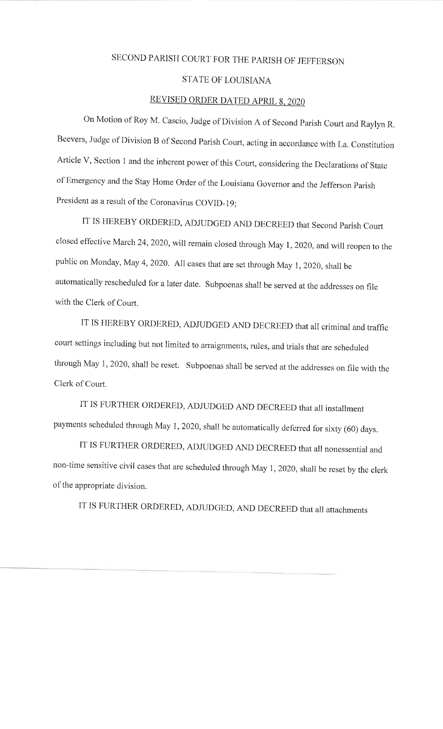# SECOND PARISH COURT FOR THE PARISH OF JEFFERSON

## STATE OF LOUISIANA

## REVISED ORDER DATED APRIL 8, 2020

On Motion of Roy M. Cascio, Judge of Division A of Second Parish Court and Raylyn R. Beevers, Judge of Division B of Second Parish Court, acting in accordance with La. Constitution Article V, Section 1 and the inherent power of this Court, considering the Declarations of State of Emergency and the Stay Home Order of the Louisiana Governor and the Jefferson Parish President as a result of the Coronavirus COVID-19;

IT IS HEREBY ORDERED, ADJUDGED AND DECREED that Second Parish Court closed effective March 24, 2020, will remain closed through May 1, 2020, and will reopen to the public on Monday, May 4, 2020. All cases that are set through May 1, 2020, shall be automatically rescheduled for a later date. Subpoenas shall be served at the addresses on file with the Clerk of Court.

IT IS HEREBY ORDERED, ADJUDGED AND DECREED that all criminal and traffic court settings including but not limited to arraignments, rules, and trials that are scheduled through May 1, 2020, shall be reset. Subpoenas shall be served at the addresses on file with the Clerk of Court.

IT IS FURTHER ORDERED, ADJUDGED AND DECREED that all installment payments scheduled through May 1, 2020, shall be automatically deferred for sixty (60) days.

IT IS FURTHER ORDERED, ADJUDGED AND DECREED that all nonessential and non-time sensitive civil cases that are scheduled through May 1, 2020, shall be reset by the clerk of the appropriate division.

IT IS FURTHER ORDERED, ADJUDGED, AND DECREED that all attachments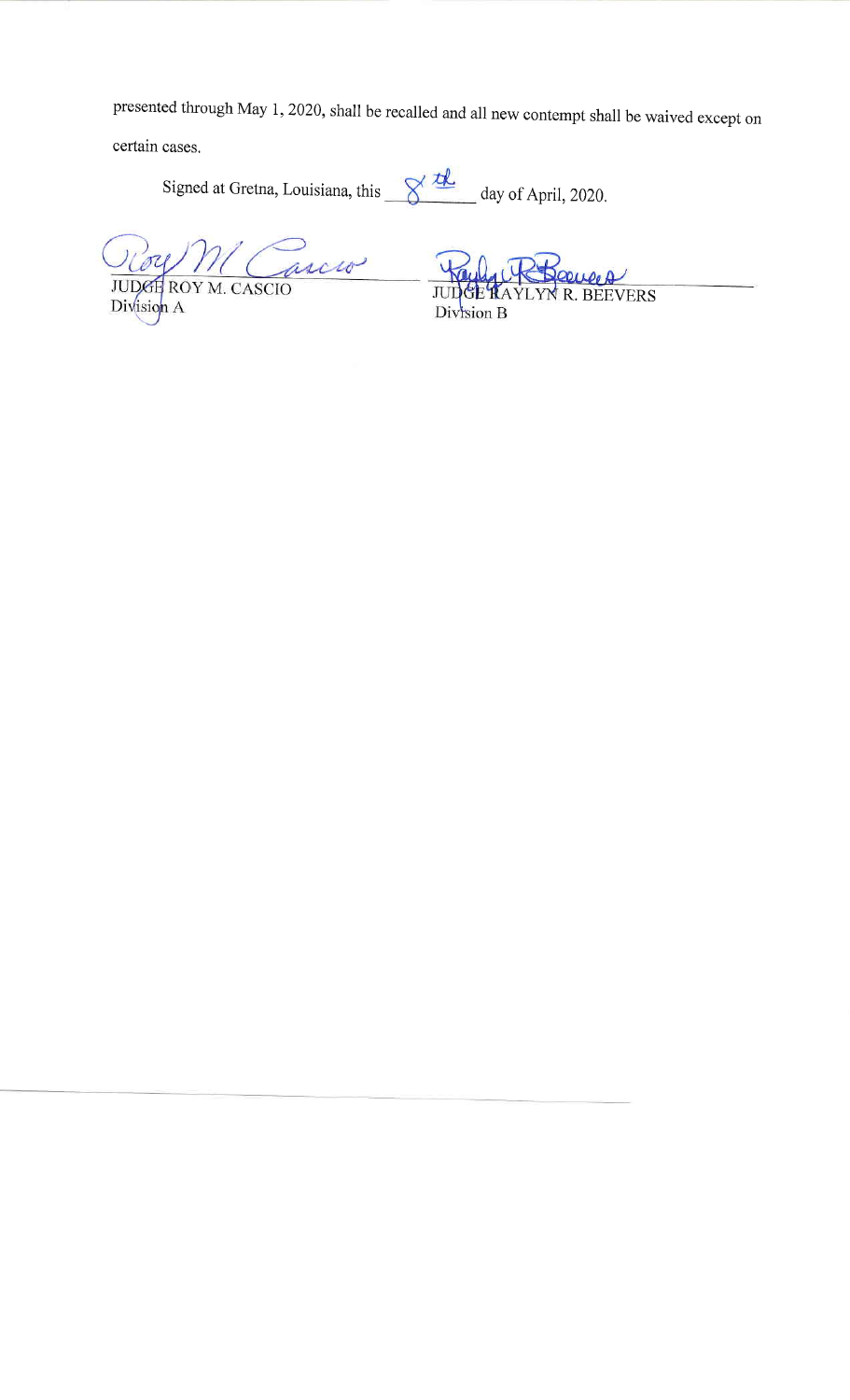presented through May 1, 2020, shall be recalled and all new contempt shall be waived except on certain cases.

Signed at Gretna, Louisiana, this 8th day of April, 2020.

Roy M. Cascio
JUDGE ROY M. CASCIO
Division A

Raylyn R. Beevers
JUDGE RAYLYN R. BEEVERS
Division B